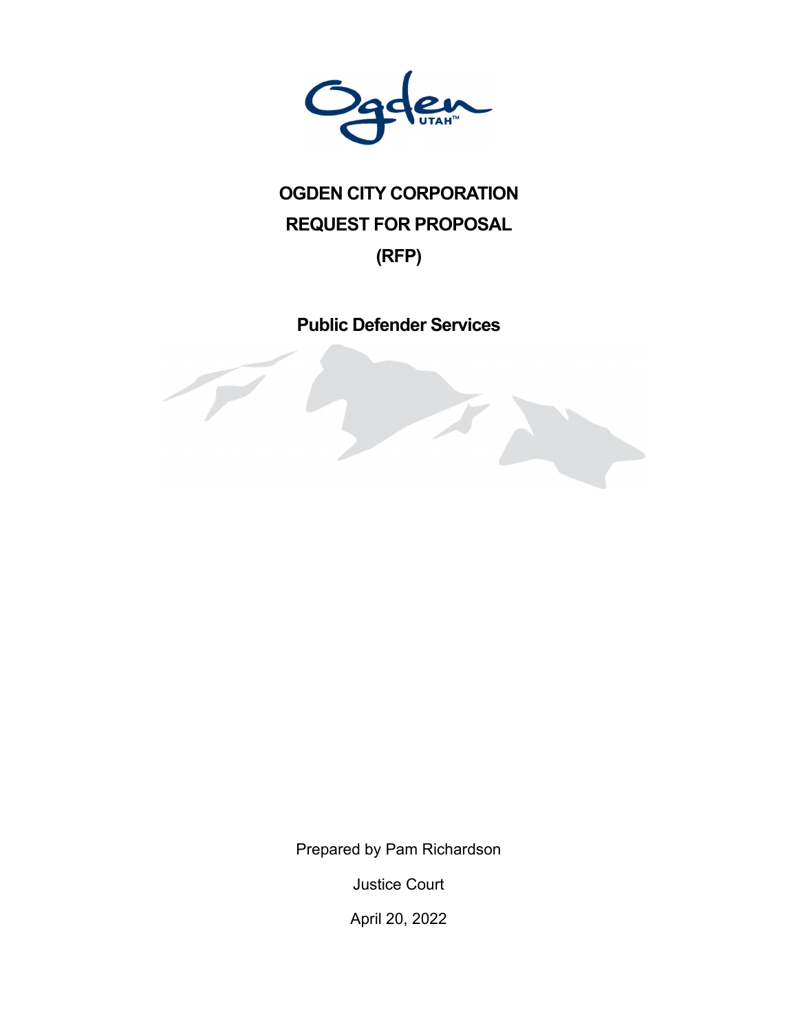# OGDEN CITY CORPORATION

# REQUEST FOR PROPOSAL

# (RFP)

## Public Defender Services

Prepared by Pam Richardson

Justice Court

April 20, 2022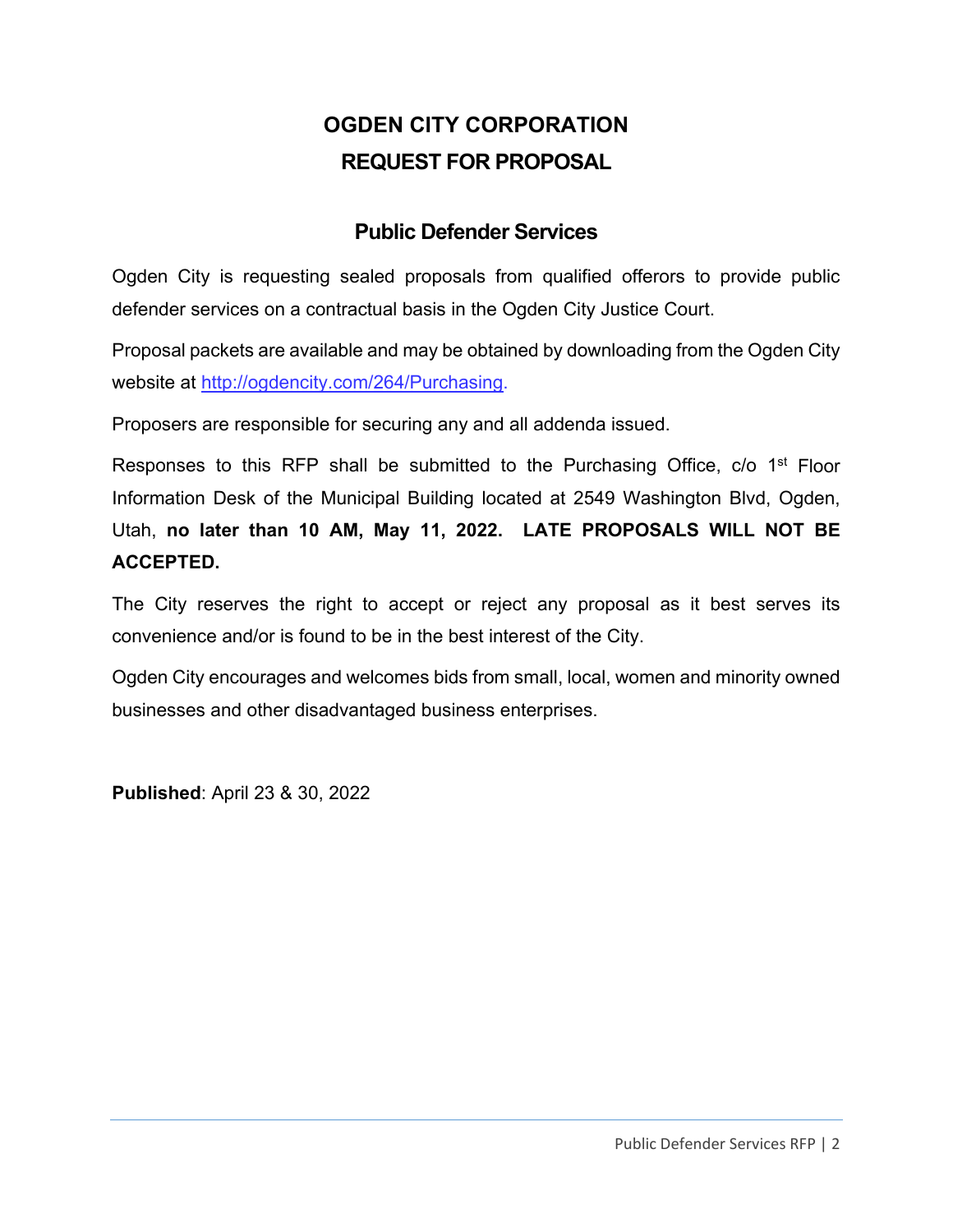# OGDEN CITY CORPORATION
# REQUEST FOR PROPOSAL

## Public Defender Services

Ogden City is requesting sealed proposals from qualified offerors to provide public defender services on a contractual basis in the Ogden City Justice Court.

Proposal packets are available and may be obtained by downloading from the Ogden City website at http://ogdencity.com/264/Purchasing.

Proposers are responsible for securing any and all addenda issued.

Responses to this RFP shall be submitted to the Purchasing Office, c/o 1st Floor Information Desk of the Municipal Building located at 2549 Washington Blvd, Ogden, Utah, **no later than 10 AM, May 11, 2022. LATE PROPOSALS WILL NOT BE ACCEPTED.**

The City reserves the right to accept or reject any proposal as it best serves its convenience and/or is found to be in the best interest of the City.

Ogden City encourages and welcomes bids from small, local, women and minority owned businesses and other disadvantaged business enterprises.

**Published**: April 23 & 30, 2022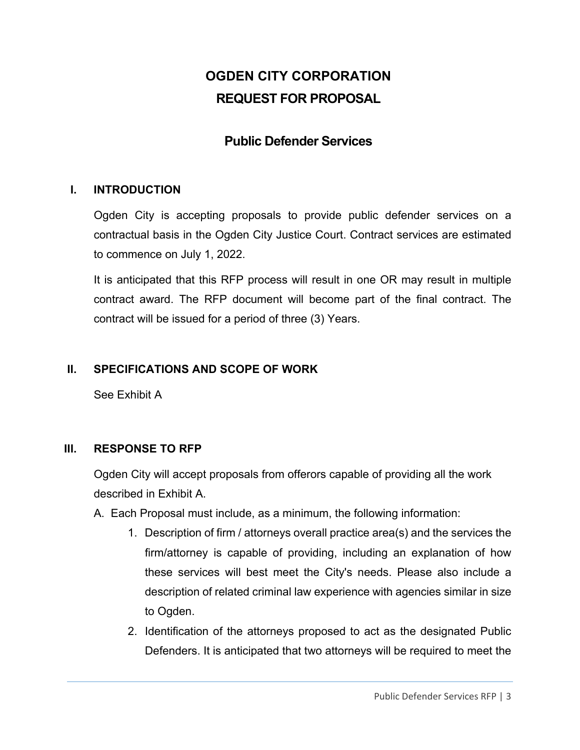# OGDEN CITY CORPORATION

# REQUEST FOR PROPOSAL

## Public Defender Services

### I. INTRODUCTION

Ogden City is accepting proposals to provide public defender services on a contractual basis in the Ogden City Justice Court. Contract services are estimated to commence on July 1, 2022.

It is anticipated that this RFP process will result in one OR may result in multiple contract award. The RFP document will become part of the final contract. The contract will be issued for a period of three (3) Years.

### II. SPECIFICATIONS AND SCOPE OF WORK

See Exhibit A

### III. RESPONSE TO RFP

Ogden City will accept proposals from offerors capable of providing all the work described in Exhibit A.

A. Each Proposal must include, as a minimum, the following information:

1. Description of firm / attorneys overall practice area(s) and the services the firm/attorney is capable of providing, including an explanation of how these services will best meet the City's needs. Please also include a description of related criminal law experience with agencies similar in size to Ogden.
2. Identification of the attorneys proposed to act as the designated Public Defenders. It is anticipated that two attorneys will be required to meet the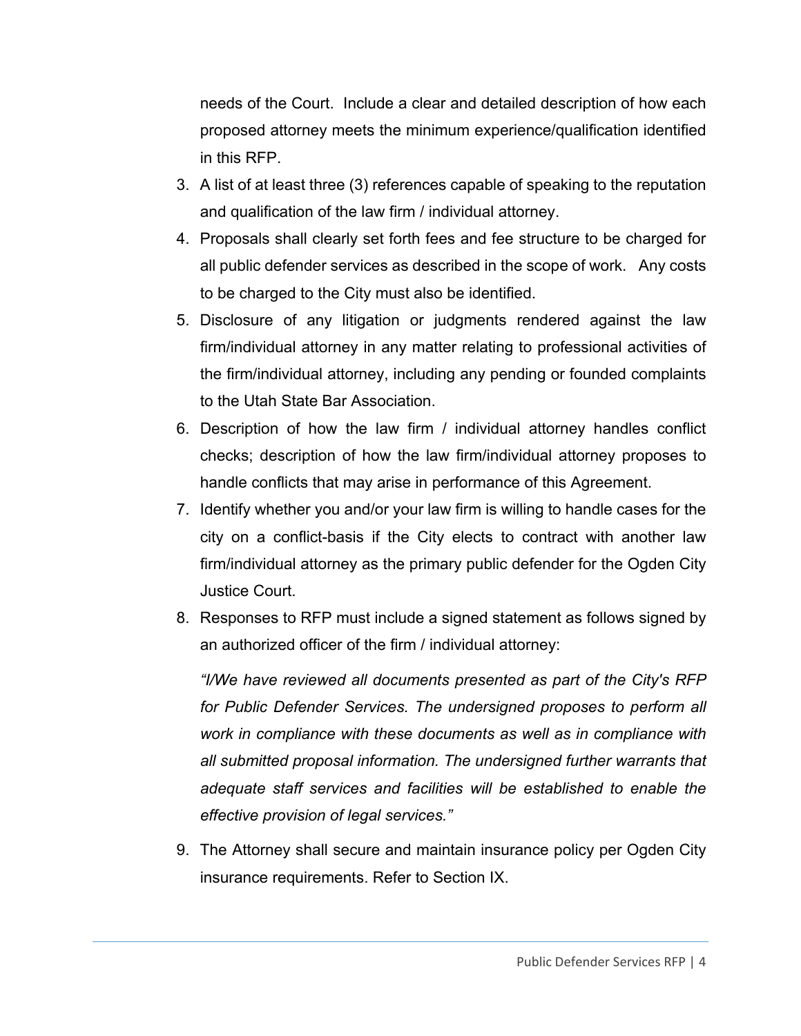needs of the Court. Include a clear and detailed description of how each proposed attorney meets the minimum experience/qualification identified in this RFP.

3. A list of at least three (3) references capable of speaking to the reputation and qualification of the law firm / individual attorney.
4. Proposals shall clearly set forth fees and fee structure to be charged for all public defender services as described in the scope of work. Any costs to be charged to the City must also be identified.
5. Disclosure of any litigation or judgments rendered against the law firm/individual attorney in any matter relating to professional activities of the firm/individual attorney, including any pending or founded complaints to the Utah State Bar Association.
6. Description of how the law firm / individual attorney handles conflict checks; description of how the law firm/individual attorney proposes to handle conflicts that may arise in performance of this Agreement.
7. Identify whether you and/or your law firm is willing to handle cases for the city on a conflict-basis if the City elects to contract with another law firm/individual attorney as the primary public defender for the Ogden City Justice Court.
8. Responses to RFP must include a signed statement as follows signed by an authorized officer of the firm / individual attorney:

   *"I/We have reviewed all documents presented as part of the City's RFP for Public Defender Services. The undersigned proposes to perform all work in compliance with these documents as well as in compliance with all submitted proposal information. The undersigned further warrants that adequate staff services and facilities will be established to enable the effective provision of legal services."*

9. The Attorney shall secure and maintain insurance policy per Ogden City insurance requirements. Refer to Section IX.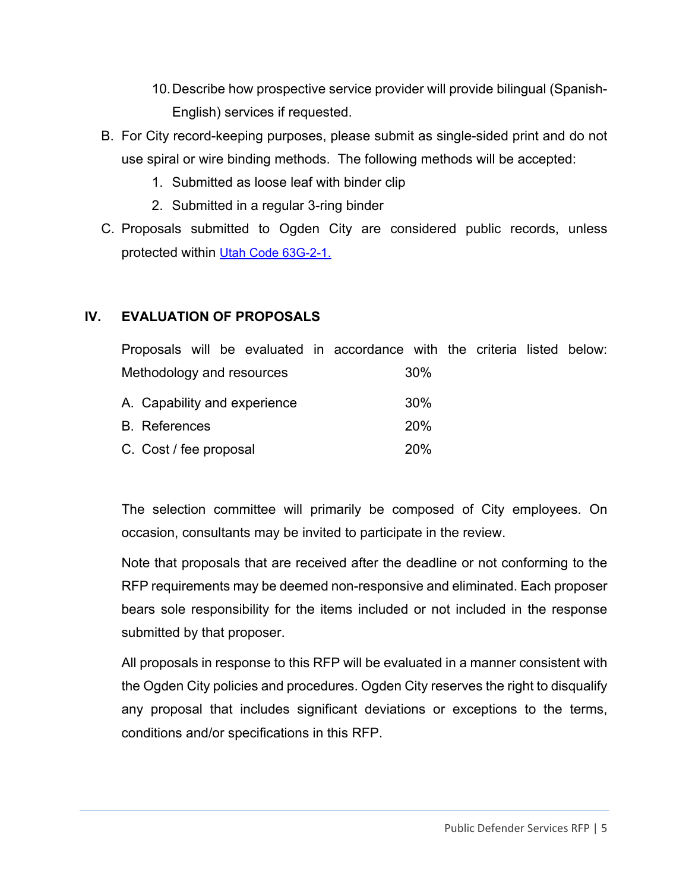10. Describe how prospective service provider will provide bilingual (Spanish-English) services if requested.

B. For City record-keeping purposes, please submit as single-sided print and do not use spiral or wire binding methods. The following methods will be accepted:
   1. Submitted as loose leaf with binder clip
   2. Submitted in a regular 3-ring binder

C. Proposals submitted to Ogden City are considered public records, unless protected within [Utah Code 63G-2-1.]

## IV. EVALUATION OF PROPOSALS

Proposals will be evaluated in accordance with the criteria listed below:

| Criteria | Weight |
|---|---|
| Methodology and resources | 30% |
| A. Capability and experience | 30% |
| B. References | 20% |
| C. Cost / fee proposal | 20% |

The selection committee will primarily be composed of City employees. On occasion, consultants may be invited to participate in the review.

Note that proposals that are received after the deadline or not conforming to the RFP requirements may be deemed non-responsive and eliminated. Each proposer bears sole responsibility for the items included or not included in the response submitted by that proposer.

All proposals in response to this RFP will be evaluated in a manner consistent with the Ogden City policies and procedures. Ogden City reserves the right to disqualify any proposal that includes significant deviations or exceptions to the terms, conditions and/or specifications in this RFP.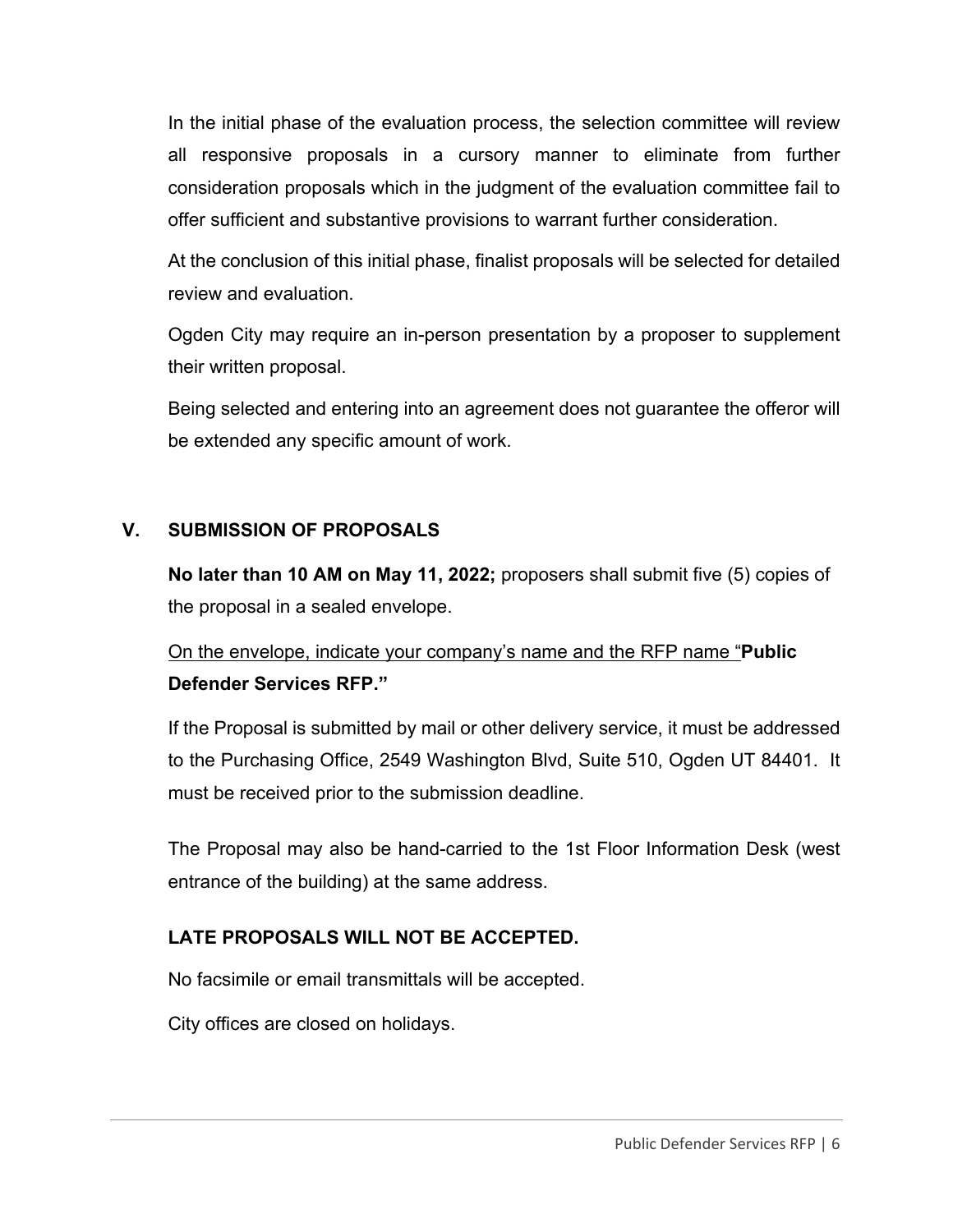In the initial phase of the evaluation process, the selection committee will review all responsive proposals in a cursory manner to eliminate from further consideration proposals which in the judgment of the evaluation committee fail to offer sufficient and substantive provisions to warrant further consideration.

At the conclusion of this initial phase, finalist proposals will be selected for detailed review and evaluation.

Ogden City may require an in-person presentation by a proposer to supplement their written proposal.

Being selected and entering into an agreement does not guarantee the offeror will be extended any specific amount of work.

## V. SUBMISSION OF PROPOSALS

**No later than 10 AM on May 11, 2022;** proposers shall submit five (5) copies of the proposal in a sealed envelope.

<u>On the envelope, indicate your company's name and the RFP name "</u>**Public Defender Services RFP."**

If the Proposal is submitted by mail or other delivery service, it must be addressed to the Purchasing Office, 2549 Washington Blvd, Suite 510, Ogden UT 84401. It must be received prior to the submission deadline.

The Proposal may also be hand-carried to the 1st Floor Information Desk (west entrance of the building) at the same address.

**LATE PROPOSALS WILL NOT BE ACCEPTED.**

No facsimile or email transmittals will be accepted.

City offices are closed on holidays.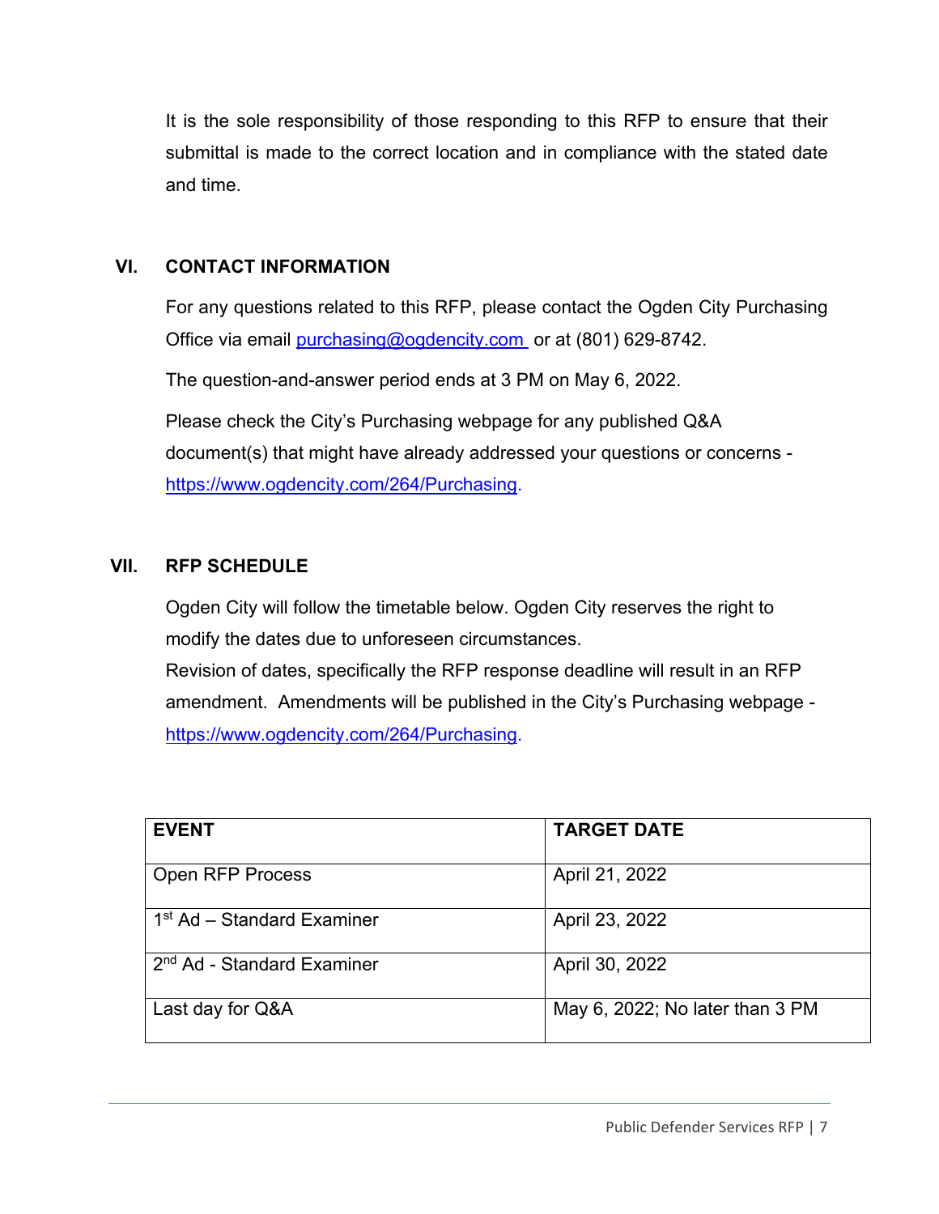It is the sole responsibility of those responding to this RFP to ensure that their submittal is made to the correct location and in compliance with the stated date and time.

## VI. CONTACT INFORMATION

For any questions related to this RFP, please contact the Ogden City Purchasing Office via email purchasing@ogdencity.com or at (801) 629-8742.

The question-and-answer period ends at 3 PM on May 6, 2022.

Please check the City's Purchasing webpage for any published Q&A document(s) that might have already addressed your questions or concerns - https://www.ogdencity.com/264/Purchasing.

## VII. RFP SCHEDULE

Ogden City will follow the timetable below. Ogden City reserves the right to modify the dates due to unforeseen circumstances.
Revision of dates, specifically the RFP response deadline will result in an RFP amendment. Amendments will be published in the City's Purchasing webpage - https://www.ogdencity.com/264/Purchasing.

| EVENT | TARGET DATE |
|---|---|
| Open RFP Process | April 21, 2022 |
| 1st Ad – Standard Examiner | April 23, 2022 |
| 2nd Ad - Standard Examiner | April 30, 2022 |
| Last day for Q&A | May 6, 2022; No later than 3 PM |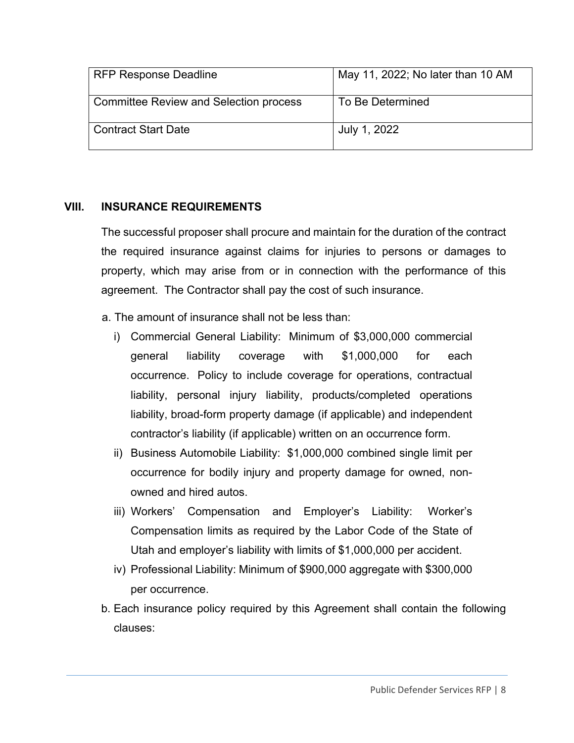| RFP Response Deadline | May 11, 2022; No later than 10 AM |
|---|---|
| Committee Review and Selection process | To Be Determined |
| Contract Start Date | July 1, 2022 |

## VIII. INSURANCE REQUIREMENTS

The successful proposer shall procure and maintain for the duration of the contract the required insurance against claims for injuries to persons or damages to property, which may arise from or in connection with the performance of this agreement. The Contractor shall pay the cost of such insurance.

a. The amount of insurance shall not be less than:

   i) Commercial General Liability: Minimum of $3,000,000 commercial general liability coverage with $1,000,000 for each occurrence. Policy to include coverage for operations, contractual liability, personal injury liability, products/completed operations liability, broad-form property damage (if applicable) and independent contractor's liability (if applicable) written on an occurrence form.

   ii) Business Automobile Liability: $1,000,000 combined single limit per occurrence for bodily injury and property damage for owned, non-owned and hired autos.

   iii) Workers' Compensation and Employer's Liability: Worker's Compensation limits as required by the Labor Code of the State of Utah and employer's liability with limits of $1,000,000 per accident.

   iv) Professional Liability: Minimum of $900,000 aggregate with $300,000 per occurrence.

b. Each insurance policy required by this Agreement shall contain the following clauses: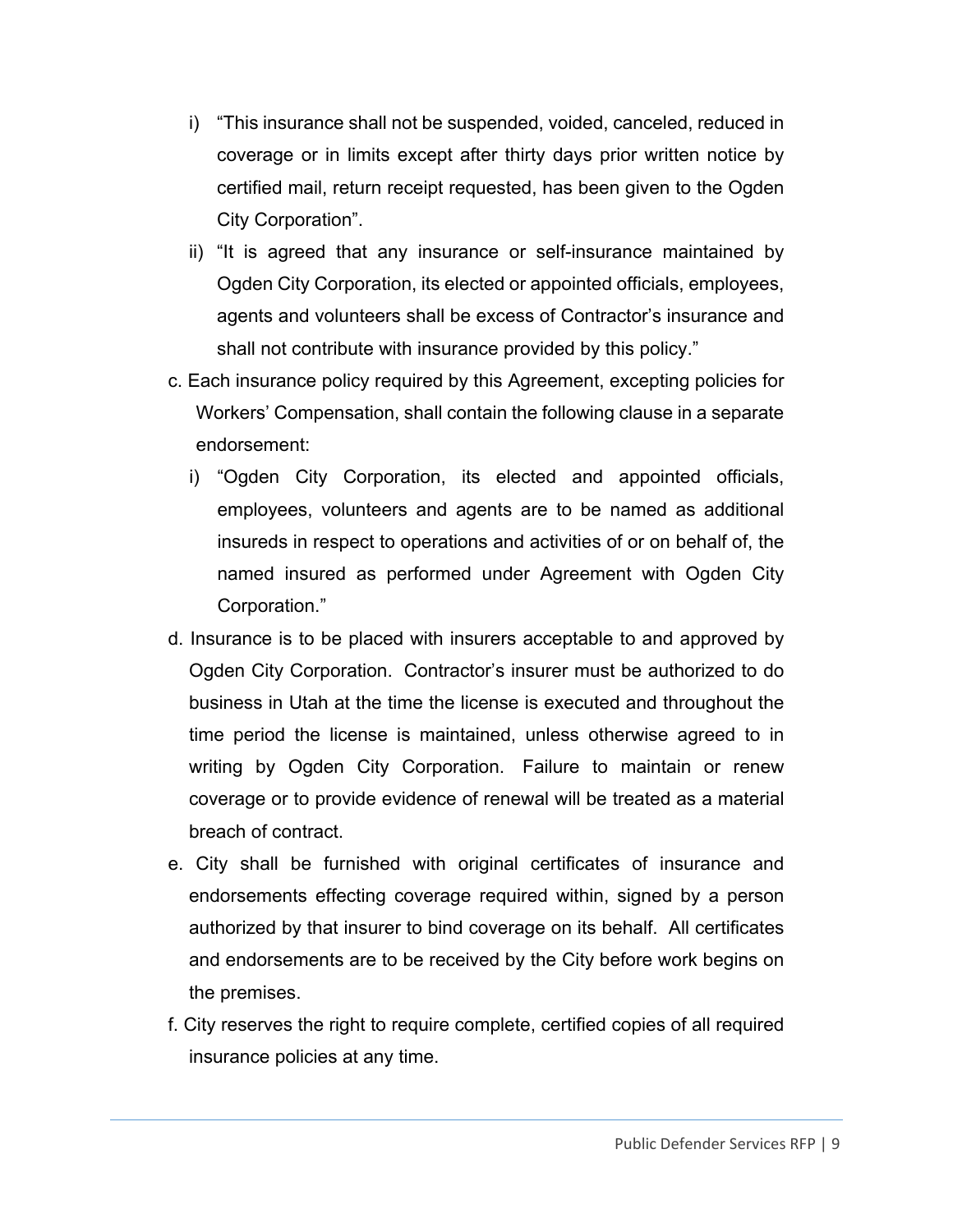i) "This insurance shall not be suspended, voided, canceled, reduced in coverage or in limits except after thirty days prior written notice by certified mail, return receipt requested, has been given to the Ogden City Corporation".

ii) "It is agreed that any insurance or self-insurance maintained by Ogden City Corporation, its elected or appointed officials, employees, agents and volunteers shall be excess of Contractor's insurance and shall not contribute with insurance provided by this policy."

c. Each insurance policy required by this Agreement, excepting policies for Workers' Compensation, shall contain the following clause in a separate endorsement:

i) "Ogden City Corporation, its elected and appointed officials, employees, volunteers and agents are to be named as additional insureds in respect to operations and activities of or on behalf of, the named insured as performed under Agreement with Ogden City Corporation."

d. Insurance is to be placed with insurers acceptable to and approved by Ogden City Corporation. Contractor's insurer must be authorized to do business in Utah at the time the license is executed and throughout the time period the license is maintained, unless otherwise agreed to in writing by Ogden City Corporation. Failure to maintain or renew coverage or to provide evidence of renewal will be treated as a material breach of contract.

e. City shall be furnished with original certificates of insurance and endorsements effecting coverage required within, signed by a person authorized by that insurer to bind coverage on its behalf. All certificates and endorsements are to be received by the City before work begins on the premises.

f. City reserves the right to require complete, certified copies of all required insurance policies at any time.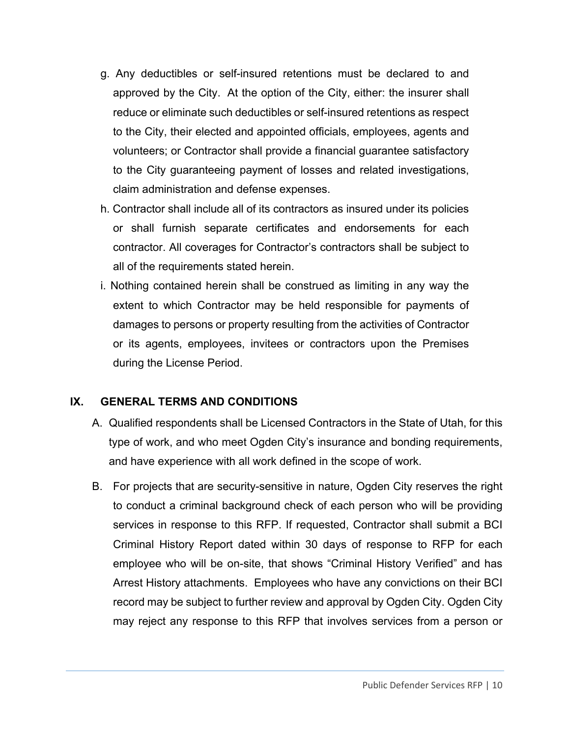g. Any deductibles or self-insured retentions must be declared to and approved by the City. At the option of the City, either: the insurer shall reduce or eliminate such deductibles or self-insured retentions as respect to the City, their elected and appointed officials, employees, agents and volunteers; or Contractor shall provide a financial guarantee satisfactory to the City guaranteeing payment of losses and related investigations, claim administration and defense expenses.

h. Contractor shall include all of its contractors as insured under its policies or shall furnish separate certificates and endorsements for each contractor. All coverages for Contractor's contractors shall be subject to all of the requirements stated herein.

i. Nothing contained herein shall be construed as limiting in any way the extent to which Contractor may be held responsible for payments of damages to persons or property resulting from the activities of Contractor or its agents, employees, invitees or contractors upon the Premises during the License Period.

## IX. GENERAL TERMS AND CONDITIONS

A. Qualified respondents shall be Licensed Contractors in the State of Utah, for this type of work, and who meet Ogden City's insurance and bonding requirements, and have experience with all work defined in the scope of work.

B. For projects that are security-sensitive in nature, Ogden City reserves the right to conduct a criminal background check of each person who will be providing services in response to this RFP. If requested, Contractor shall submit a BCI Criminal History Report dated within 30 days of response to RFP for each employee who will be on-site, that shows "Criminal History Verified" and has Arrest History attachments. Employees who have any convictions on their BCI record may be subject to further review and approval by Ogden City. Ogden City may reject any response to this RFP that involves services from a person or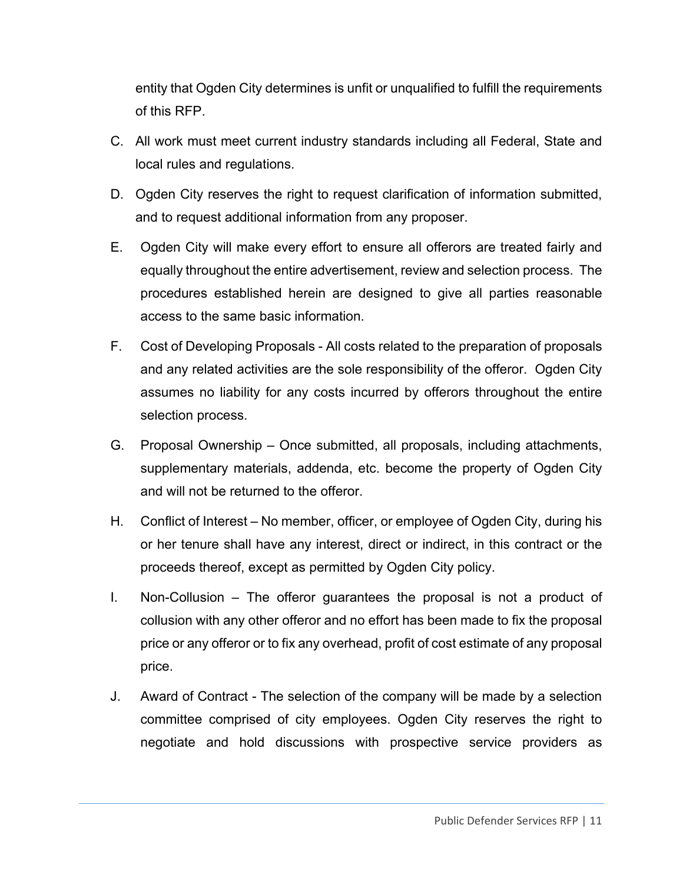entity that Ogden City determines is unfit or unqualified to fulfill the requirements of this RFP.

C. All work must meet current industry standards including all Federal, State and local rules and regulations.

D. Ogden City reserves the right to request clarification of information submitted, and to request additional information from any proposer.

E. Ogden City will make every effort to ensure all offerors are treated fairly and equally throughout the entire advertisement, review and selection process. The procedures established herein are designed to give all parties reasonable access to the same basic information.

F. Cost of Developing Proposals - All costs related to the preparation of proposals and any related activities are the sole responsibility of the offeror. Ogden City assumes no liability for any costs incurred by offerors throughout the entire selection process.

G. Proposal Ownership – Once submitted, all proposals, including attachments, supplementary materials, addenda, etc. become the property of Ogden City and will not be returned to the offeror.

H. Conflict of Interest – No member, officer, or employee of Ogden City, during his or her tenure shall have any interest, direct or indirect, in this contract or the proceeds thereof, except as permitted by Ogden City policy.

I. Non-Collusion – The offeror guarantees the proposal is not a product of collusion with any other offeror and no effort has been made to fix the proposal price or any offeror or to fix any overhead, profit of cost estimate of any proposal price.

J. Award of Contract - The selection of the company will be made by a selection committee comprised of city employees. Ogden City reserves the right to negotiate and hold discussions with prospective service providers as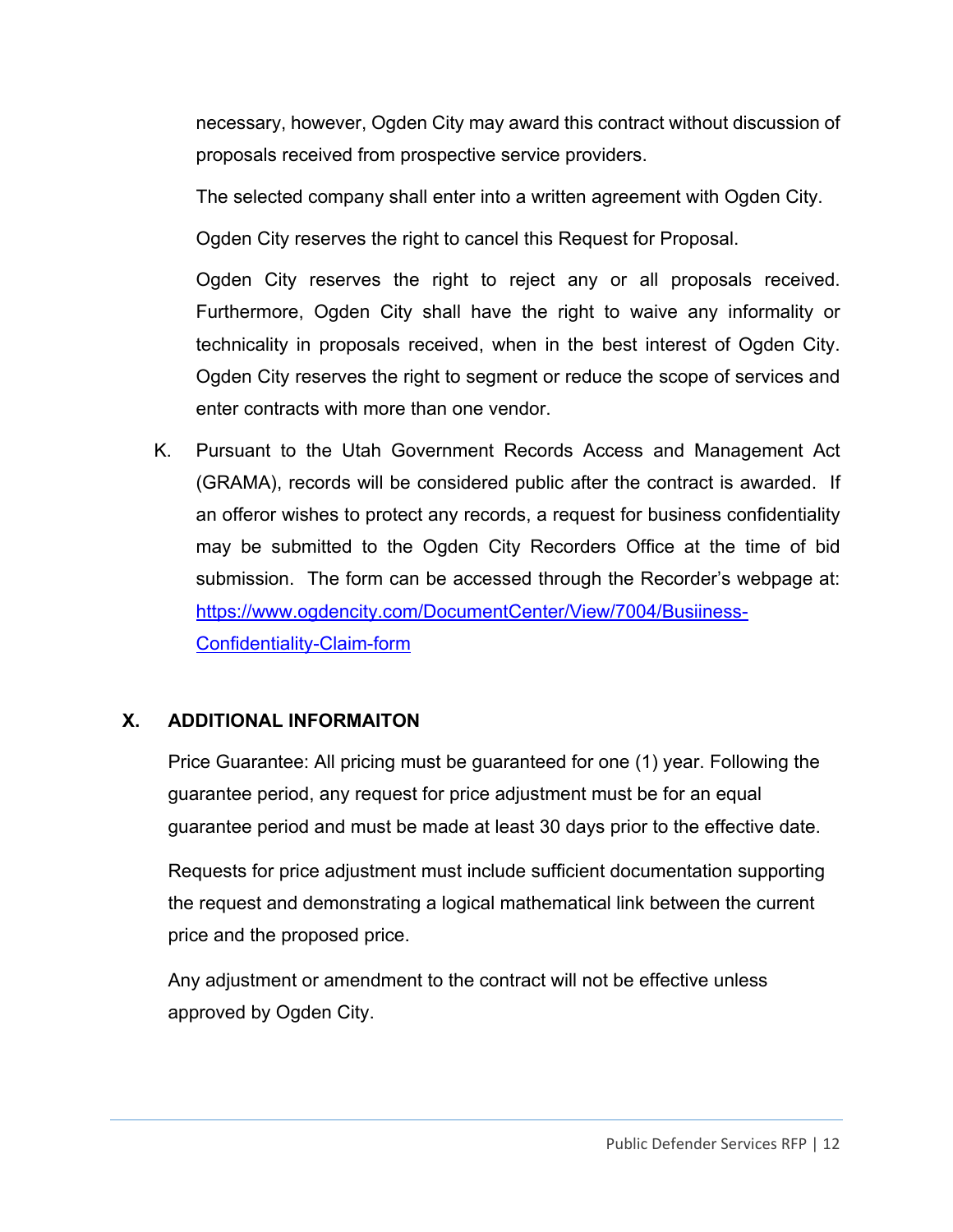necessary, however, Ogden City may award this contract without discussion of proposals received from prospective service providers.

The selected company shall enter into a written agreement with Ogden City.

Ogden City reserves the right to cancel this Request for Proposal.

Ogden City reserves the right to reject any or all proposals received. Furthermore, Ogden City shall have the right to waive any informality or technicality in proposals received, when in the best interest of Ogden City. Ogden City reserves the right to segment or reduce the scope of services and enter contracts with more than one vendor.

K. Pursuant to the Utah Government Records Access and Management Act (GRAMA), records will be considered public after the contract is awarded. If an offeror wishes to protect any records, a request for business confidentiality may be submitted to the Ogden City Recorders Office at the time of bid submission. The form can be accessed through the Recorder's webpage at: [https://www.ogdencity.com/DocumentCenter/View/7004/Busiiness-Confidentiality-Claim-form](https://www.ogdencity.com/DocumentCenter/View/7004/Busiiness-Confidentiality-Claim-form)

## X. ADDITIONAL INFORMAITON

Price Guarantee: All pricing must be guaranteed for one (1) year. Following the guarantee period, any request for price adjustment must be for an equal guarantee period and must be made at least 30 days prior to the effective date.

Requests for price adjustment must include sufficient documentation supporting the request and demonstrating a logical mathematical link between the current price and the proposed price.

Any adjustment or amendment to the contract will not be effective unless approved by Ogden City.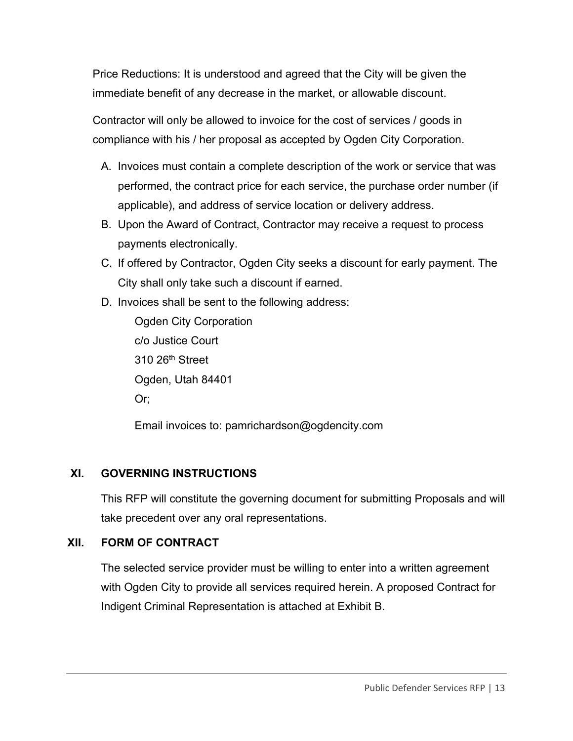Price Reductions: It is understood and agreed that the City will be given the immediate benefit of any decrease in the market, or allowable discount.

Contractor will only be allowed to invoice for the cost of services / goods in compliance with his / her proposal as accepted by Ogden City Corporation.

A. Invoices must contain a complete description of the work or service that was performed, the contract price for each service, the purchase order number (if applicable), and address of service location or delivery address.
B. Upon the Award of Contract, Contractor may receive a request to process payments electronically.
C. If offered by Contractor, Ogden City seeks a discount for early payment. The City shall only take such a discount if earned.
D. Invoices shall be sent to the following address:

   Ogden City Corporation
   c/o Justice Court
   310 26th Street
   Ogden, Utah 84401
   Or;

   Email invoices to: pamrichardson@ogdencity.com

## XI. GOVERNING INSTRUCTIONS

This RFP will constitute the governing document for submitting Proposals and will take precedent over any oral representations.

## XII. FORM OF CONTRACT

The selected service provider must be willing to enter into a written agreement with Ogden City to provide all services required herein. A proposed Contract for Indigent Criminal Representation is attached at Exhibit B.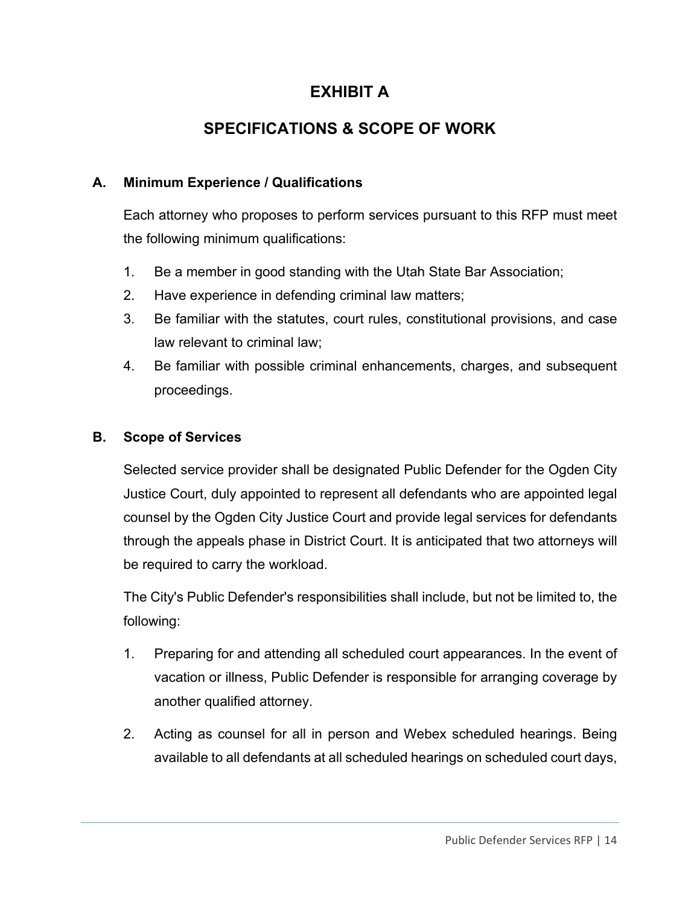# EXHIBIT A

# SPECIFICATIONS & SCOPE OF WORK

## A. Minimum Experience / Qualifications

Each attorney who proposes to perform services pursuant to this RFP must meet the following minimum qualifications:

1. Be a member in good standing with the Utah State Bar Association;
2. Have experience in defending criminal law matters;
3. Be familiar with the statutes, court rules, constitutional provisions, and case law relevant to criminal law;
4. Be familiar with possible criminal enhancements, charges, and subsequent proceedings.

## B. Scope of Services

Selected service provider shall be designated Public Defender for the Ogden City Justice Court, duly appointed to represent all defendants who are appointed legal counsel by the Ogden City Justice Court and provide legal services for defendants through the appeals phase in District Court. It is anticipated that two attorneys will be required to carry the workload.

The City's Public Defender's responsibilities shall include, but not be limited to, the following:

1. Preparing for and attending all scheduled court appearances. In the event of vacation or illness, Public Defender is responsible for arranging coverage by another qualified attorney.
2. Acting as counsel for all in person and Webex scheduled hearings. Being available to all defendants at all scheduled hearings on scheduled court days,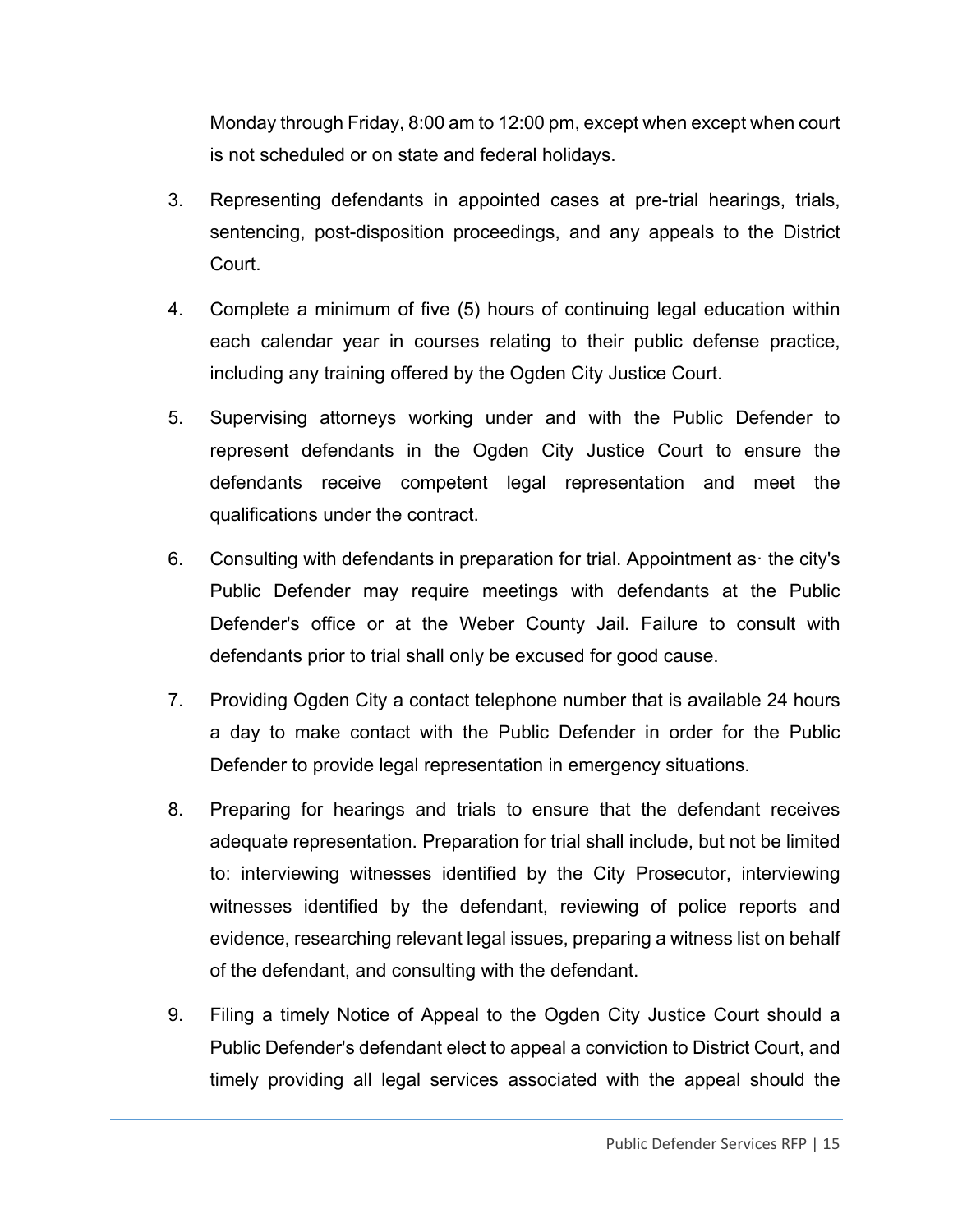Monday through Friday, 8:00 am to 12:00 pm, except when except when court is not scheduled or on state and federal holidays.

3. Representing defendants in appointed cases at pre-trial hearings, trials, sentencing, post-disposition proceedings, and any appeals to the District Court.

4. Complete a minimum of five (5) hours of continuing legal education within each calendar year in courses relating to their public defense practice, including any training offered by the Ogden City Justice Court.

5. Supervising attorneys working under and with the Public Defender to represent defendants in the Ogden City Justice Court to ensure the defendants receive competent legal representation and meet the qualifications under the contract.

6. Consulting with defendants in preparation for trial. Appointment as· the city's Public Defender may require meetings with defendants at the Public Defender's office or at the Weber County Jail. Failure to consult with defendants prior to trial shall only be excused for good cause.

7. Providing Ogden City a contact telephone number that is available 24 hours a day to make contact with the Public Defender in order for the Public Defender to provide legal representation in emergency situations.

8. Preparing for hearings and trials to ensure that the defendant receives adequate representation. Preparation for trial shall include, but not be limited to: interviewing witnesses identified by the City Prosecutor, interviewing witnesses identified by the defendant, reviewing of police reports and evidence, researching relevant legal issues, preparing a witness list on behalf of the defendant, and consulting with the defendant.

9. Filing a timely Notice of Appeal to the Ogden City Justice Court should a Public Defender's defendant elect to appeal a conviction to District Court, and timely providing all legal services associated with the appeal should the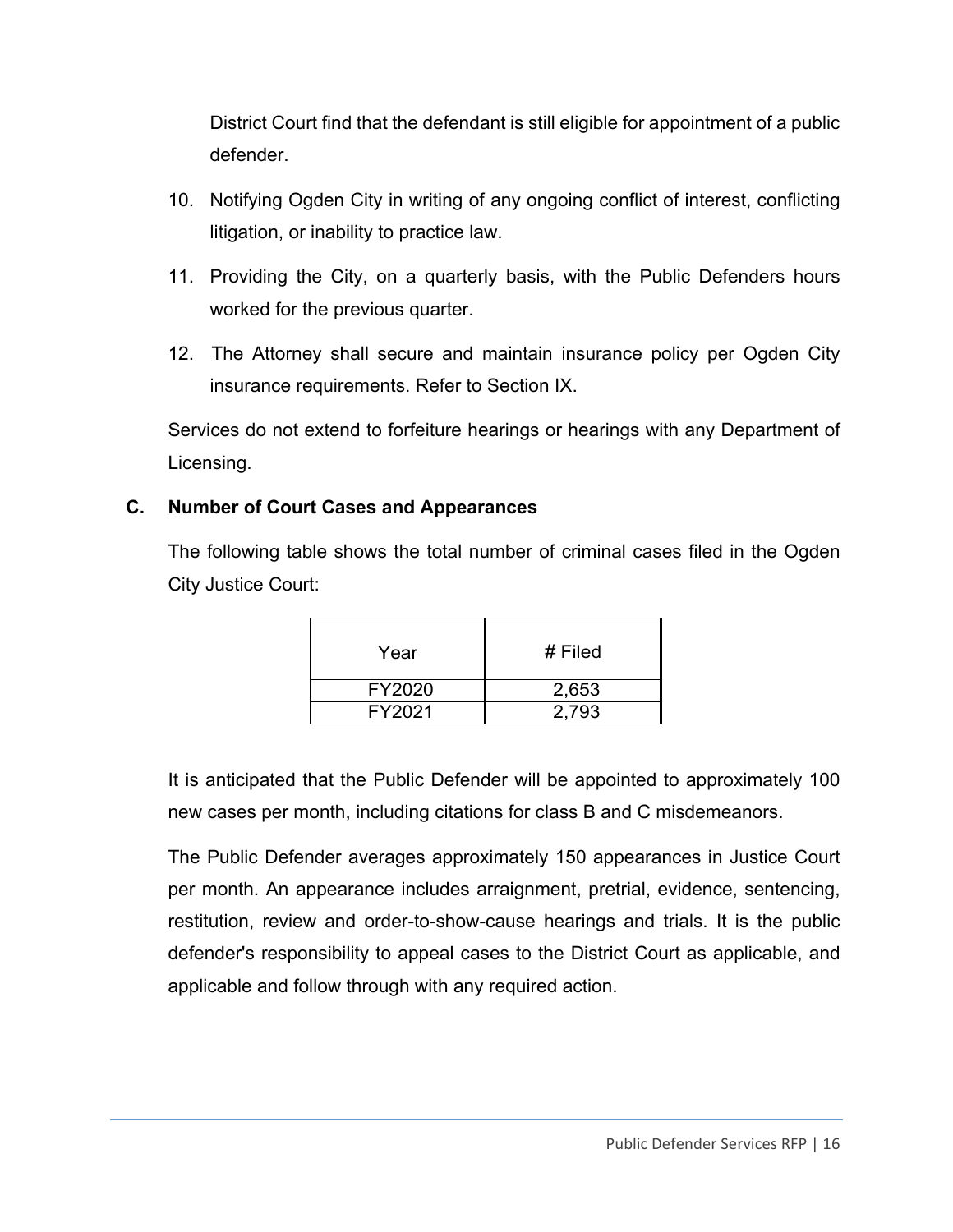District Court find that the defendant is still eligible for appointment of a public defender.

10. Notifying Ogden City in writing of any ongoing conflict of interest, conflicting litigation, or inability to practice law.

11. Providing the City, on a quarterly basis, with the Public Defenders hours worked for the previous quarter.

12. The Attorney shall secure and maintain insurance policy per Ogden City insurance requirements. Refer to Section IX.

Services do not extend to forfeiture hearings or hearings with any Department of Licensing.

### C. Number of Court Cases and Appearances

The following table shows the total number of criminal cases filed in the Ogden City Justice Court:

| Year | # Filed |
|---|---|
| FY2020 | 2,653 |
| FY2021 | 2,793 |

It is anticipated that the Public Defender will be appointed to approximately 100 new cases per month, including citations for class B and C misdemeanors.

The Public Defender averages approximately 150 appearances in Justice Court per month. An appearance includes arraignment, pretrial, evidence, sentencing, restitution, review and order-to-show-cause hearings and trials. It is the public defender's responsibility to appeal cases to the District Court as applicable, and applicable and follow through with any required action.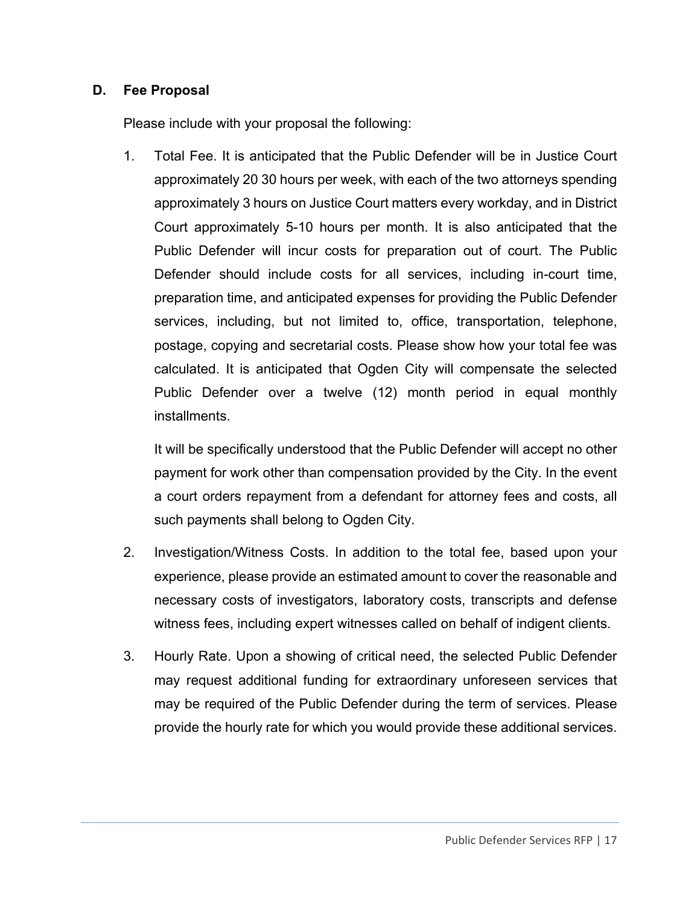## D. Fee Proposal

Please include with your proposal the following:

1. Total Fee. It is anticipated that the Public Defender will be in Justice Court approximately 20 30 hours per week, with each of the two attorneys spending approximately 3 hours on Justice Court matters every workday, and in District Court approximately 5-10 hours per month. It is also anticipated that the Public Defender will incur costs for preparation out of court. The Public Defender should include costs for all services, including in-court time, preparation time, and anticipated expenses for providing the Public Defender services, including, but not limited to, office, transportation, telephone, postage, copying and secretarial costs. Please show how your total fee was calculated. It is anticipated that Ogden City will compensate the selected Public Defender over a twelve (12) month period in equal monthly installments.

   It will be specifically understood that the Public Defender will accept no other payment for work other than compensation provided by the City. In the event a court orders repayment from a defendant for attorney fees and costs, all such payments shall belong to Ogden City.

2. Investigation/Witness Costs. In addition to the total fee, based upon your experience, please provide an estimated amount to cover the reasonable and necessary costs of investigators, laboratory costs, transcripts and defense witness fees, including expert witnesses called on behalf of indigent clients.

3. Hourly Rate. Upon a showing of critical need, the selected Public Defender may request additional funding for extraordinary unforeseen services that may be required of the Public Defender during the term of services. Please provide the hourly rate for which you would provide these additional services.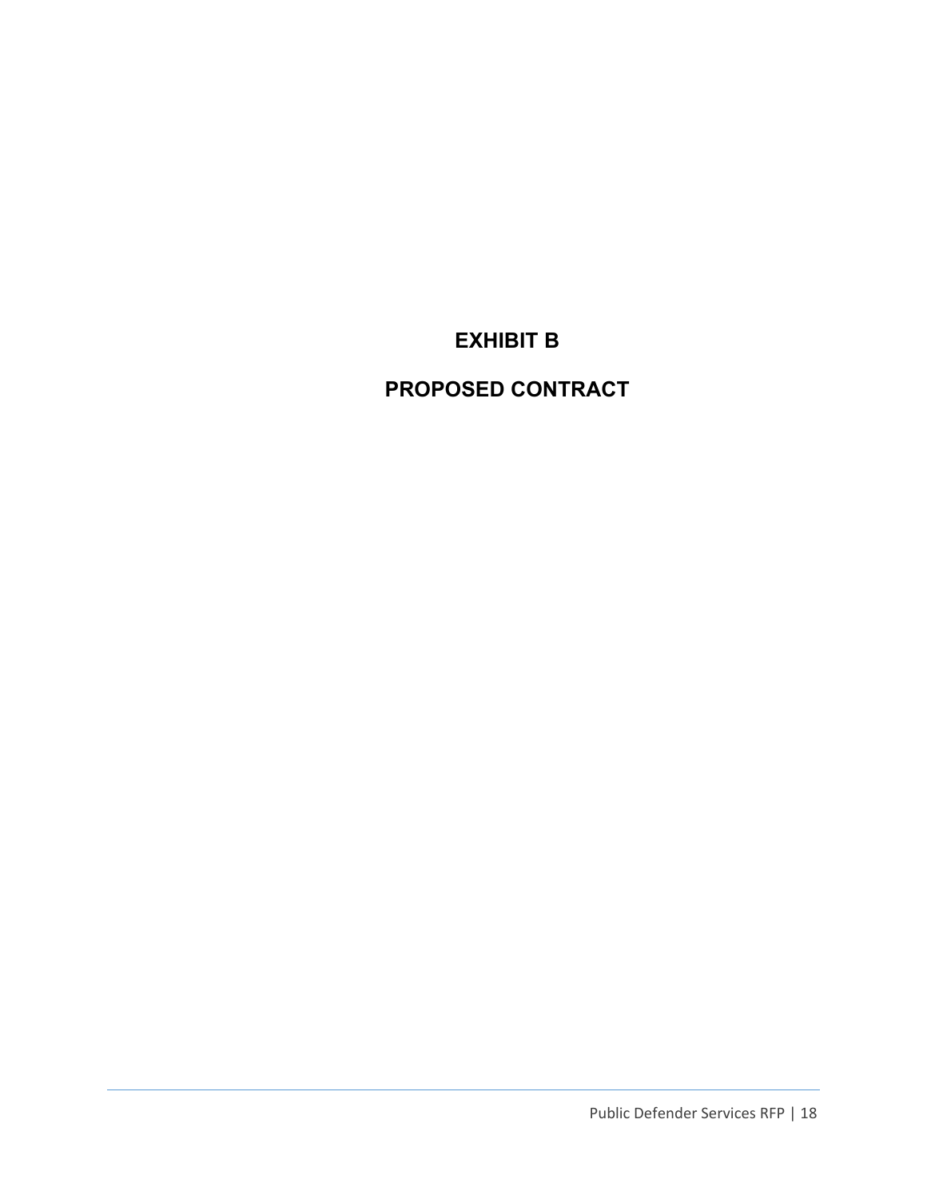# EXHIBIT B

# PROPOSED CONTRACT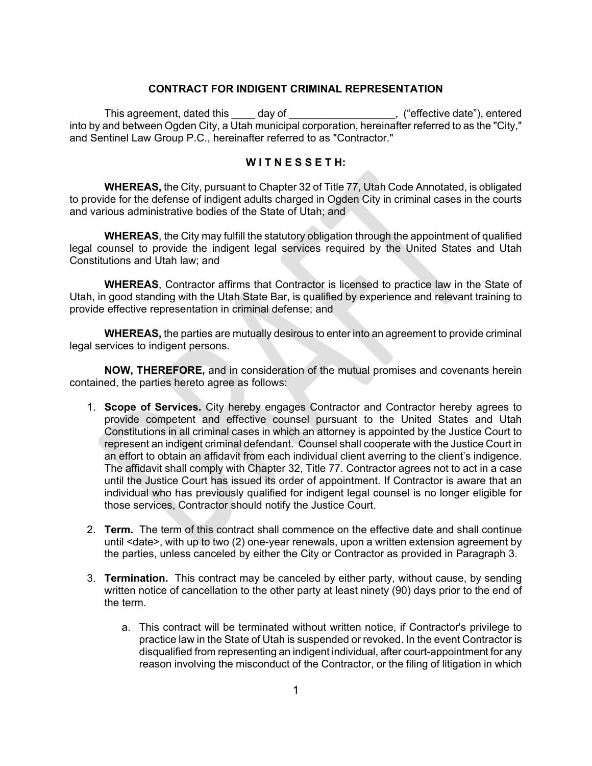**CONTRACT FOR INDIGENT CRIMINAL REPRESENTATION**

This agreement, dated this ____ day of __________________, ("effective date"), entered into by and between Ogden City, a Utah municipal corporation, hereinafter referred to as the "City," and Sentinel Law Group P.C., hereinafter referred to as "Contractor."

**W I T N E S S E T H:**

**WHEREAS,** the City, pursuant to Chapter 32 of Title 77, Utah Code Annotated, is obligated to provide for the defense of indigent adults charged in Ogden City in criminal cases in the courts and various administrative bodies of the State of Utah; and

**WHEREAS**, the City may fulfill the statutory obligation through the appointment of qualified legal counsel to provide the indigent legal services required by the United States and Utah Constitutions and Utah law; and

**WHEREAS**, Contractor affirms that Contractor is licensed to practice law in the State of Utah, in good standing with the Utah State Bar, is qualified by experience and relevant training to provide effective representation in criminal defense; and

**WHEREAS,** the parties are mutually desirous to enter into an agreement to provide criminal legal services to indigent persons.

**NOW, THEREFORE,** and in consideration of the mutual promises and covenants herein contained, the parties hereto agree as follows:

1. **Scope of Services.** City hereby engages Contractor and Contractor hereby agrees to provide competent and effective counsel pursuant to the United States and Utah Constitutions in all criminal cases in which an attorney is appointed by the Justice Court to represent an indigent criminal defendant. Counsel shall cooperate with the Justice Court in an effort to obtain an affidavit from each individual client averring to the client's indigence. The affidavit shall comply with Chapter 32, Title 77. Contractor agrees not to act in a case until the Justice Court has issued its order of appointment. If Contractor is aware that an individual who has previously qualified for indigent legal counsel is no longer eligible for those services, Contractor should notify the Justice Court.

2. **Term.** The term of this contract shall commence on the effective date and shall continue until <date>, with up to two (2) one-year renewals, upon a written extension agreement by the parties, unless canceled by either the City or Contractor as provided in Paragraph 3.

3. **Termination.** This contract may be canceled by either party, without cause, by sending written notice of cancellation to the other party at least ninety (90) days prior to the end of the term.

   a. This contract will be terminated without written notice, if Contractor's privilege to practice law in the State of Utah is suspended or revoked. In the event Contractor is disqualified from representing an indigent individual, after court-appointment for any reason involving the misconduct of the Contractor, or the filing of litigation in which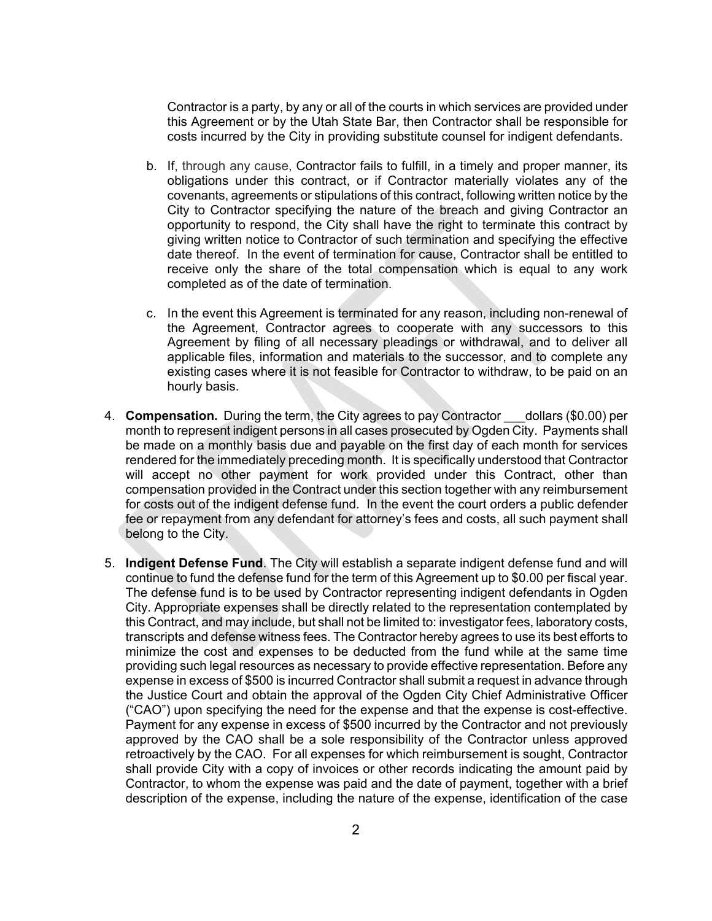Contractor is a party, by any or all of the courts in which services are provided under this Agreement or by the Utah State Bar, then Contractor shall be responsible for costs incurred by the City in providing substitute counsel for indigent defendants.

b. If, through any cause, Contractor fails to fulfill, in a timely and proper manner, its obligations under this contract, or if Contractor materially violates any of the covenants, agreements or stipulations of this contract, following written notice by the City to Contractor specifying the nature of the breach and giving Contractor an opportunity to respond, the City shall have the right to terminate this contract by giving written notice to Contractor of such termination and specifying the effective date thereof. In the event of termination for cause, Contractor shall be entitled to receive only the share of the total compensation which is equal to any work completed as of the date of termination.

c. In the event this Agreement is terminated for any reason, including non-renewal of the Agreement, Contractor agrees to cooperate with any successors to this Agreement by filing of all necessary pleadings or withdrawal, and to deliver all applicable files, information and materials to the successor, and to complete any existing cases where it is not feasible for Contractor to withdraw, to be paid on an hourly basis.

4. **Compensation.** During the term, the City agrees to pay Contractor ___dollars ($0.00) per month to represent indigent persons in all cases prosecuted by Ogden City. Payments shall be made on a monthly basis due and payable on the first day of each month for services rendered for the immediately preceding month. It is specifically understood that Contractor will accept no other payment for work provided under this Contract, other than compensation provided in the Contract under this section together with any reimbursement for costs out of the indigent defense fund. In the event the court orders a public defender fee or repayment from any defendant for attorney's fees and costs, all such payment shall belong to the City.

5. **Indigent Defense Fund**. The City will establish a separate indigent defense fund and will continue to fund the defense fund for the term of this Agreement up to $0.00 per fiscal year. The defense fund is to be used by Contractor representing indigent defendants in Ogden City. Appropriate expenses shall be directly related to the representation contemplated by this Contract, and may include, but shall not be limited to: investigator fees, laboratory costs, transcripts and defense witness fees. The Contractor hereby agrees to use its best efforts to minimize the cost and expenses to be deducted from the fund while at the same time providing such legal resources as necessary to provide effective representation. Before any expense in excess of $500 is incurred Contractor shall submit a request in advance through the Justice Court and obtain the approval of the Ogden City Chief Administrative Officer ("CAO") upon specifying the need for the expense and that the expense is cost-effective. Payment for any expense in excess of $500 incurred by the Contractor and not previously approved by the CAO shall be a sole responsibility of the Contractor unless approved retroactively by the CAO. For all expenses for which reimbursement is sought, Contractor shall provide City with a copy of invoices or other records indicating the amount paid by Contractor, to whom the expense was paid and the date of payment, together with a brief description of the expense, including the nature of the expense, identification of the case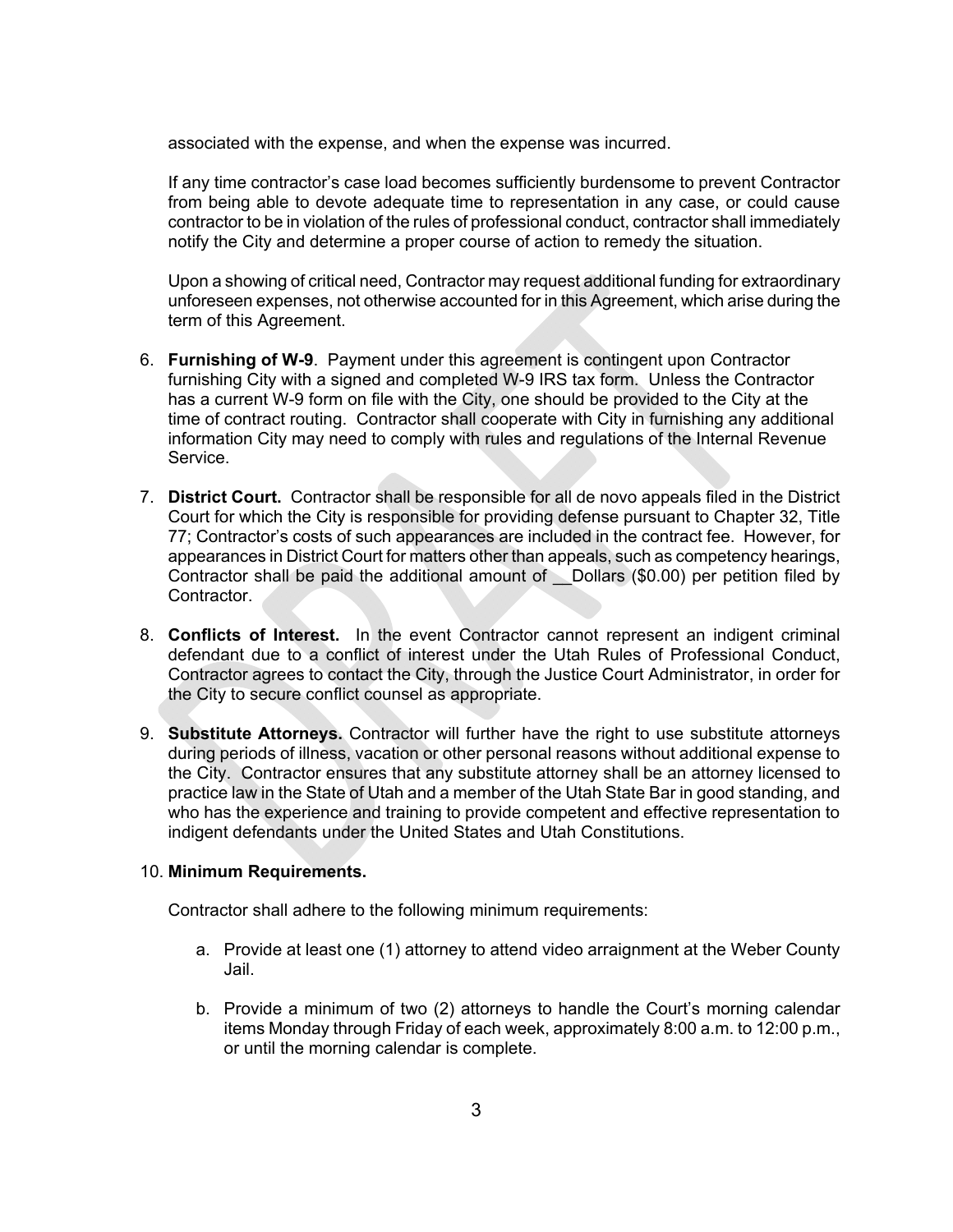associated with the expense, and when the expense was incurred.

If any time contractor's case load becomes sufficiently burdensome to prevent Contractor from being able to devote adequate time to representation in any case, or could cause contractor to be in violation of the rules of professional conduct, contractor shall immediately notify the City and determine a proper course of action to remedy the situation.

Upon a showing of critical need, Contractor may request additional funding for extraordinary unforeseen expenses, not otherwise accounted for in this Agreement, which arise during the term of this Agreement.

6. **Furnishing of W-9**. Payment under this agreement is contingent upon Contractor furnishing City with a signed and completed W-9 IRS tax form. Unless the Contractor has a current W-9 form on file with the City, one should be provided to the City at the time of contract routing. Contractor shall cooperate with City in furnishing any additional information City may need to comply with rules and regulations of the Internal Revenue Service.

7. **District Court.** Contractor shall be responsible for all de novo appeals filed in the District Court for which the City is responsible for providing defense pursuant to Chapter 32, Title 77; Contractor's costs of such appearances are included in the contract fee. However, for appearances in District Court for matters other than appeals, such as competency hearings, Contractor shall be paid the additional amount of __Dollars ($0.00) per petition filed by Contractor.

8. **Conflicts of Interest.** In the event Contractor cannot represent an indigent criminal defendant due to a conflict of interest under the Utah Rules of Professional Conduct, Contractor agrees to contact the City, through the Justice Court Administrator, in order for the City to secure conflict counsel as appropriate.

9. **Substitute Attorneys.** Contractor will further have the right to use substitute attorneys during periods of illness, vacation or other personal reasons without additional expense to the City. Contractor ensures that any substitute attorney shall be an attorney licensed to practice law in the State of Utah and a member of the Utah State Bar in good standing, and who has the experience and training to provide competent and effective representation to indigent defendants under the United States and Utah Constitutions.

10. **Minimum Requirements.**

    Contractor shall adhere to the following minimum requirements:

    a. Provide at least one (1) attorney to attend video arraignment at the Weber County Jail.

    b. Provide a minimum of two (2) attorneys to handle the Court's morning calendar items Monday through Friday of each week, approximately 8:00 a.m. to 12:00 p.m., or until the morning calendar is complete.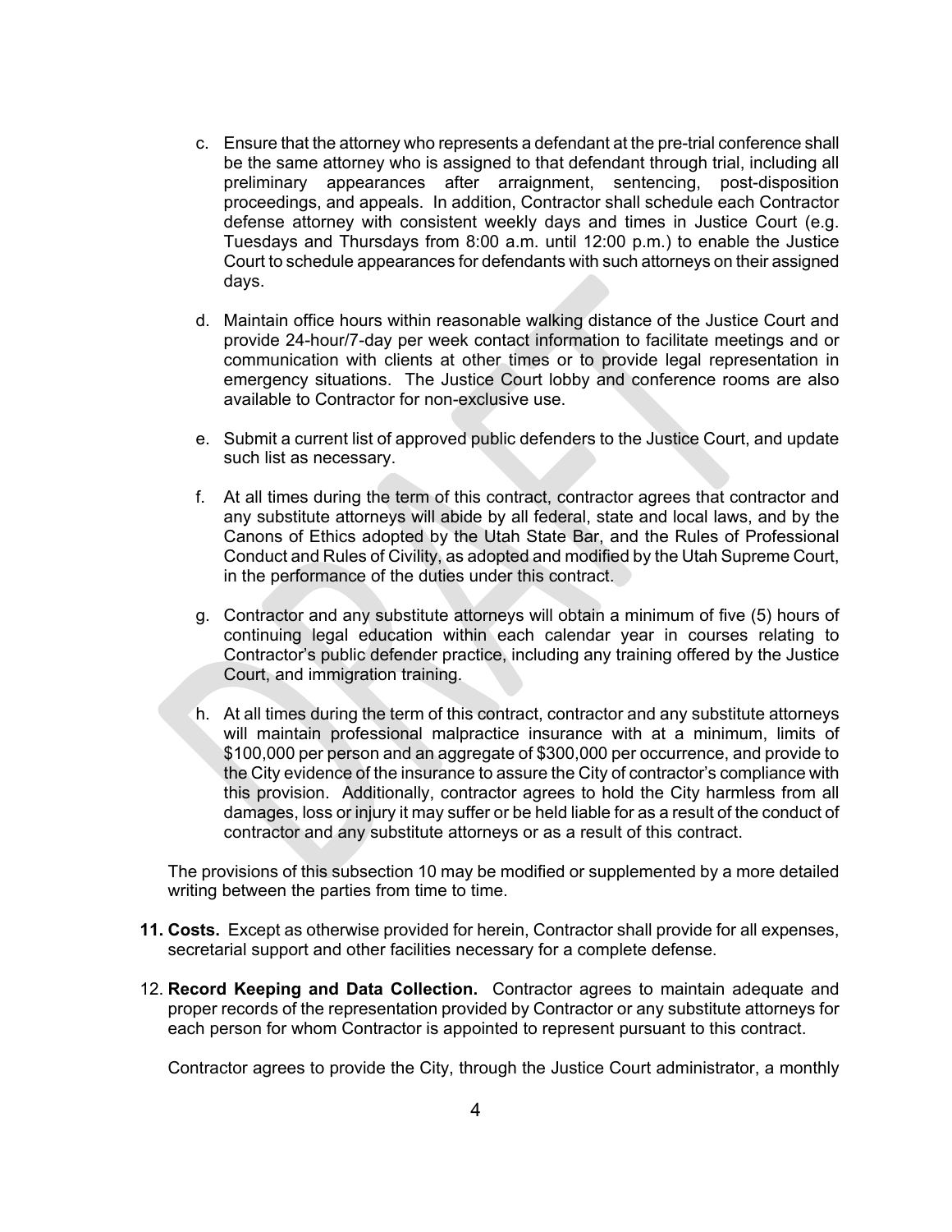c. Ensure that the attorney who represents a defendant at the pre-trial conference shall be the same attorney who is assigned to that defendant through trial, including all preliminary appearances after arraignment, sentencing, post-disposition proceedings, and appeals. In addition, Contractor shall schedule each Contractor defense attorney with consistent weekly days and times in Justice Court (e.g. Tuesdays and Thursdays from 8:00 a.m. until 12:00 p.m.) to enable the Justice Court to schedule appearances for defendants with such attorneys on their assigned days.

d. Maintain office hours within reasonable walking distance of the Justice Court and provide 24-hour/7-day per week contact information to facilitate meetings and or communication with clients at other times or to provide legal representation in emergency situations. The Justice Court lobby and conference rooms are also available to Contractor for non-exclusive use.

e. Submit a current list of approved public defenders to the Justice Court, and update such list as necessary.

f. At all times during the term of this contract, contractor agrees that contractor and any substitute attorneys will abide by all federal, state and local laws, and by the Canons of Ethics adopted by the Utah State Bar, and the Rules of Professional Conduct and Rules of Civility, as adopted and modified by the Utah Supreme Court, in the performance of the duties under this contract.

g. Contractor and any substitute attorneys will obtain a minimum of five (5) hours of continuing legal education within each calendar year in courses relating to Contractor's public defender practice, including any training offered by the Justice Court, and immigration training.

h. At all times during the term of this contract, contractor and any substitute attorneys will maintain professional malpractice insurance with at a minimum, limits of $100,000 per person and an aggregate of $300,000 per occurrence, and provide to the City evidence of the insurance to assure the City of contractor's compliance with this provision. Additionally, contractor agrees to hold the City harmless from all damages, loss or injury it may suffer or be held liable for as a result of the conduct of contractor and any substitute attorneys or as a result of this contract.

The provisions of this subsection 10 may be modified or supplemented by a more detailed writing between the parties from time to time.

**11. Costs.** Except as otherwise provided for herein, Contractor shall provide for all expenses, secretarial support and other facilities necessary for a complete defense.

12. **Record Keeping and Data Collection.** Contractor agrees to maintain adequate and proper records of the representation provided by Contractor or any substitute attorneys for each person for whom Contractor is appointed to represent pursuant to this contract.

Contractor agrees to provide the City, through the Justice Court administrator, a monthly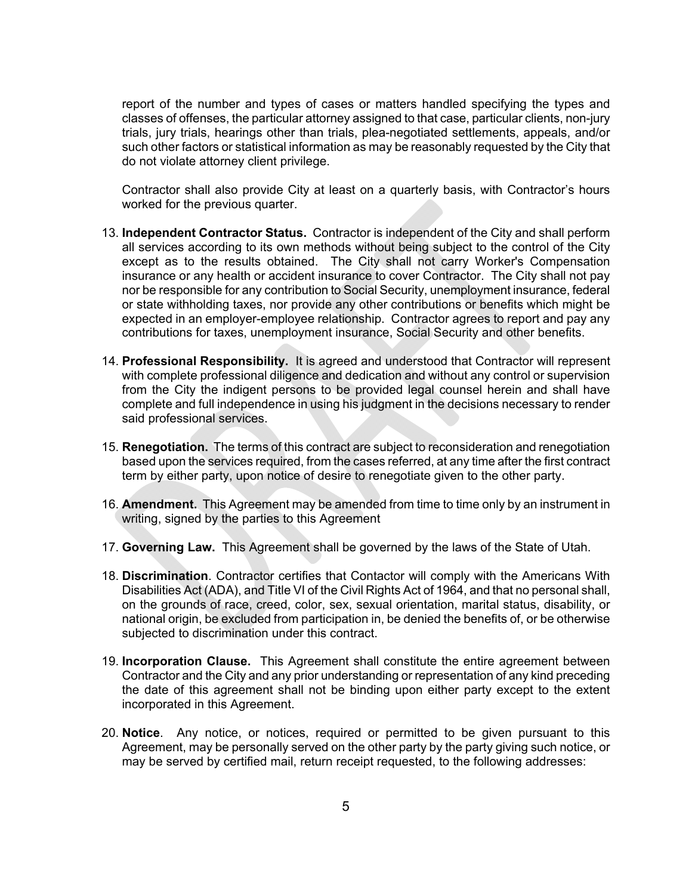report of the number and types of cases or matters handled specifying the types and classes of offenses, the particular attorney assigned to that case, particular clients, non-jury trials, jury trials, hearings other than trials, plea-negotiated settlements, appeals, and/or such other factors or statistical information as may be reasonably requested by the City that do not violate attorney client privilege.

Contractor shall also provide City at least on a quarterly basis, with Contractor's hours worked for the previous quarter.

13. **Independent Contractor Status.** Contractor is independent of the City and shall perform all services according to its own methods without being subject to the control of the City except as to the results obtained. The City shall not carry Worker's Compensation insurance or any health or accident insurance to cover Contractor. The City shall not pay nor be responsible for any contribution to Social Security, unemployment insurance, federal or state withholding taxes, nor provide any other contributions or benefits which might be expected in an employer-employee relationship. Contractor agrees to report and pay any contributions for taxes, unemployment insurance, Social Security and other benefits.

14. **Professional Responsibility.** It is agreed and understood that Contractor will represent with complete professional diligence and dedication and without any control or supervision from the City the indigent persons to be provided legal counsel herein and shall have complete and full independence in using his judgment in the decisions necessary to render said professional services.

15. **Renegotiation.** The terms of this contract are subject to reconsideration and renegotiation based upon the services required, from the cases referred, at any time after the first contract term by either party, upon notice of desire to renegotiate given to the other party.

16. **Amendment.** This Agreement may be amended from time to time only by an instrument in writing, signed by the parties to this Agreement

17. **Governing Law.** This Agreement shall be governed by the laws of the State of Utah.

18. **Discrimination**. Contractor certifies that Contactor will comply with the Americans With Disabilities Act (ADA), and Title VI of the Civil Rights Act of 1964, and that no personal shall, on the grounds of race, creed, color, sex, sexual orientation, marital status, disability, or national origin, be excluded from participation in, be denied the benefits of, or be otherwise subjected to discrimination under this contract.

19. **Incorporation Clause.** This Agreement shall constitute the entire agreement between Contractor and the City and any prior understanding or representation of any kind preceding the date of this agreement shall not be binding upon either party except to the extent incorporated in this Agreement.

20. **Notice**. Any notice, or notices, required or permitted to be given pursuant to this Agreement, may be personally served on the other party by the party giving such notice, or may be served by certified mail, return receipt requested, to the following addresses: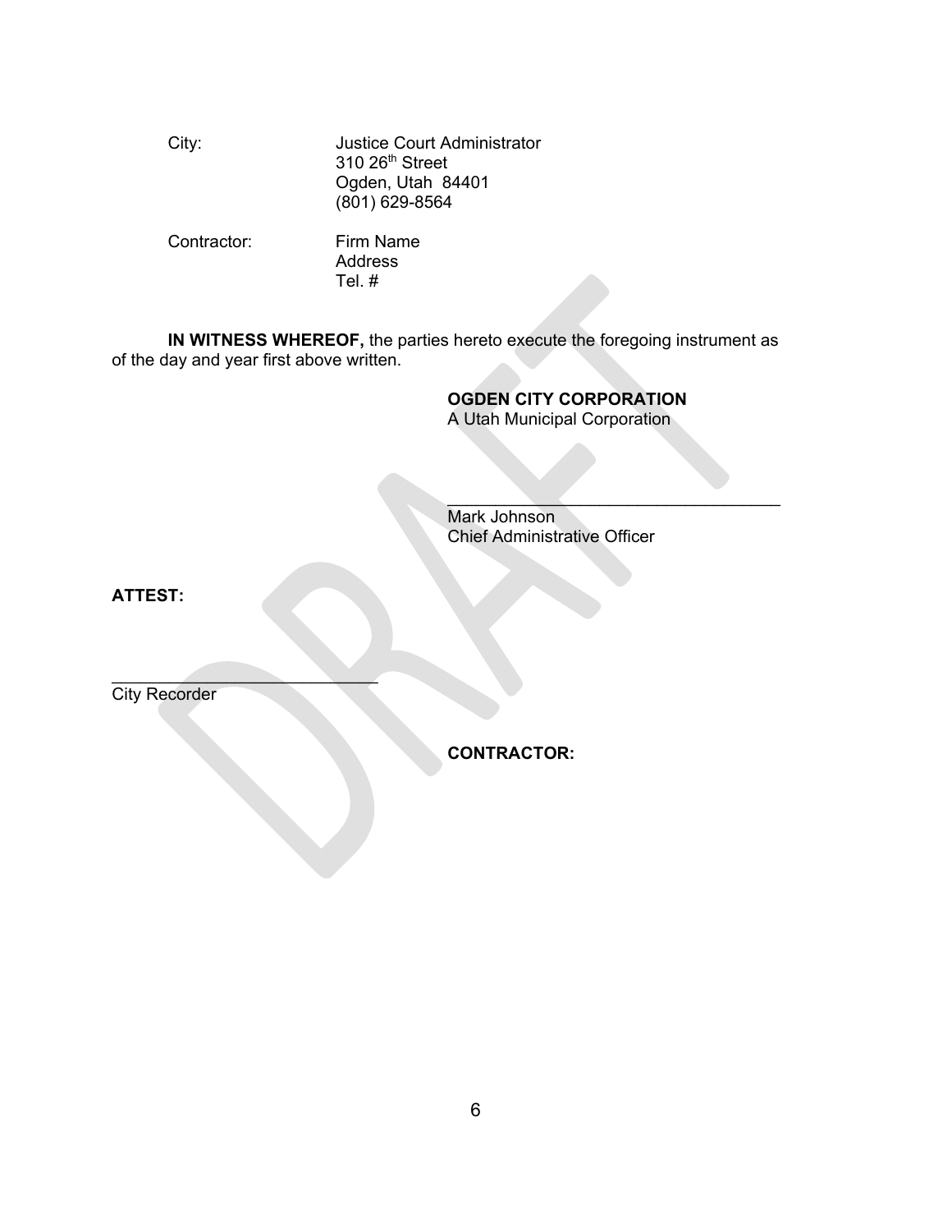City: Justice Court Administrator
310 26th Street
Ogden, Utah 84401
(801) 629-8564

Contractor: Firm Name
Address
Tel. #

**IN WITNESS WHEREOF,** the parties hereto execute the foregoing instrument as of the day and year first above written.

**OGDEN CITY CORPORATION**
A Utah Municipal Corporation

_____________________________________
Mark Johnson
Chief Administrative Officer

**ATTEST:**

_____________________________
City Recorder

**CONTRACTOR:**